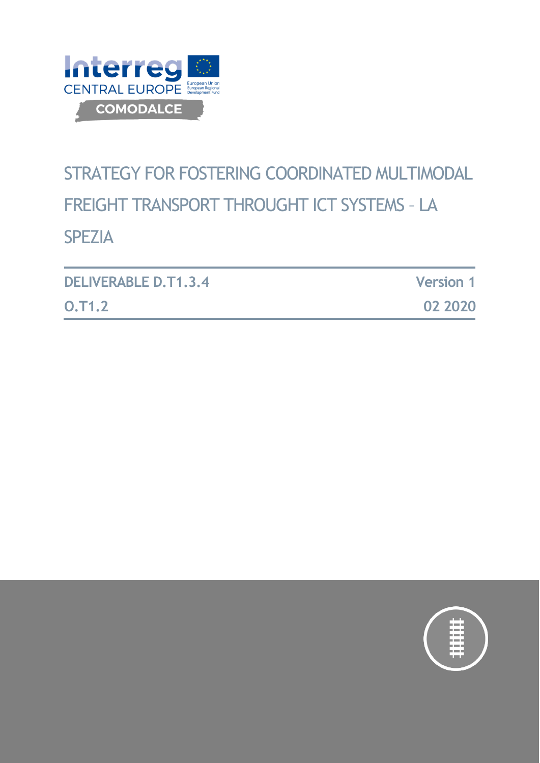Interreg CENTRAL EUROPE

COMODALCE

# STRATEGY FOR FOSTERING COORDINATED MULTIMODAL FREIGHT TRANSPORT THROUGHT ICT SYSTEMS – LA SPEZIA

| DELIVERABLE D.T1.3.4 | Version 1 |
| --- | --- |
| O.T1.2 | 02 2020 |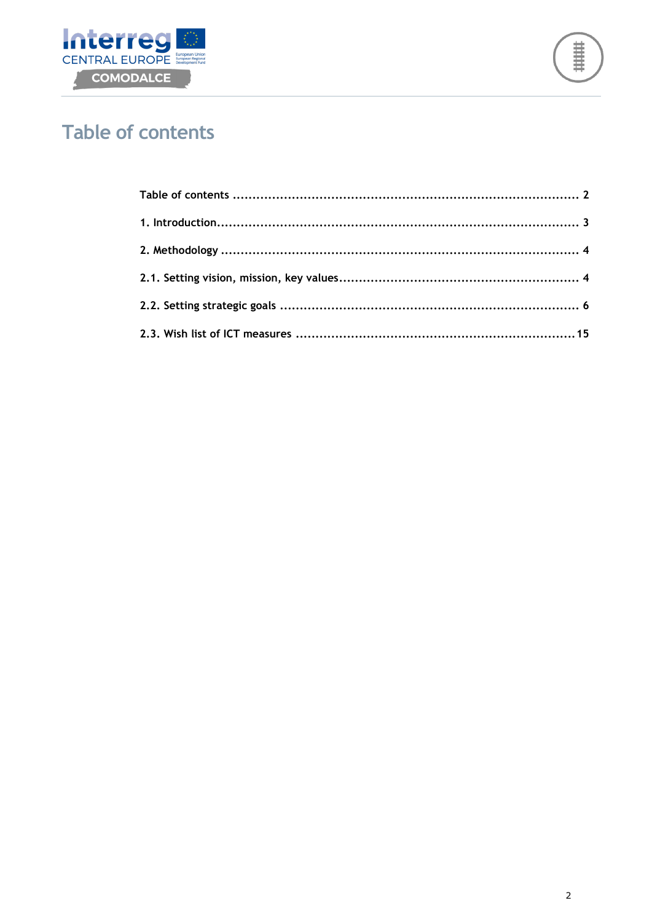# Table of contents

Table of contents ........................................................................................ 2

1. Introduction.............................................................................................. 3

2. Methodology ............................................................................................ 4

2.1. Setting vision, mission, key values............................................................. 4

2.2. Setting strategic goals ............................................................................ 6

2.3. Wish list of ICT measures .......................................................................15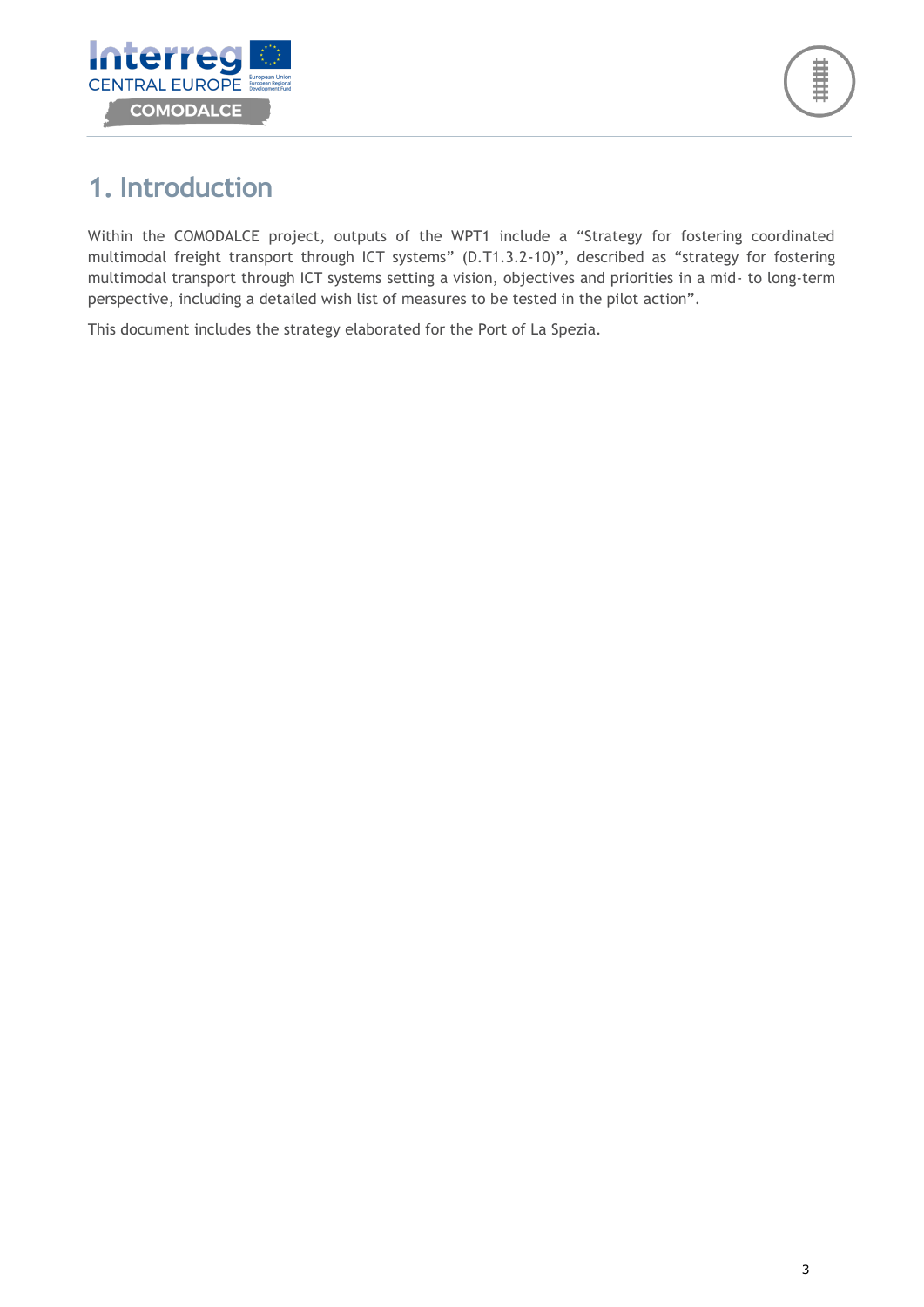# 1. Introduction

Within the COMODALCE project, outputs of the WPT1 include a "Strategy for fostering coordinated multimodal freight transport through ICT systems" (D.T1.3.2-10)", described as "strategy for fostering multimodal transport through ICT systems setting a vision, objectives and priorities in a mid- to long-term perspective, including a detailed wish list of measures to be tested in the pilot action".

This document includes the strategy elaborated for the Port of La Spezia.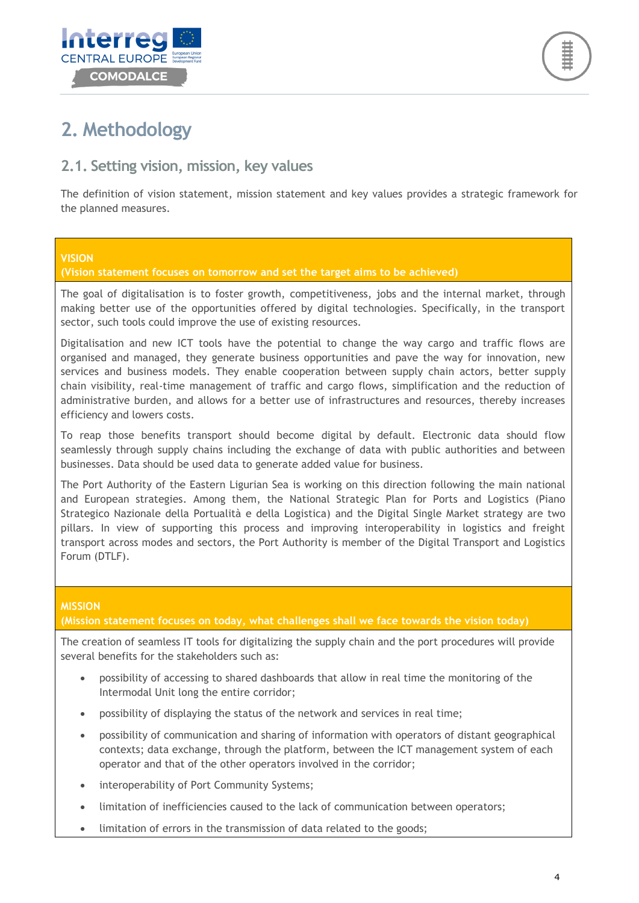# 2. Methodology

## 2.1. Setting vision, mission, key values

The definition of vision statement, mission statement and key values provides a strategic framework for the planned measures.

**VISION**
**(Vision statement focuses on tomorrow and set the target aims to be achieved)**

The goal of digitalisation is to foster growth, competitiveness, jobs and the internal market, through making better use of the opportunities offered by digital technologies. Specifically, in the transport sector, such tools could improve the use of existing resources.

Digitalisation and new ICT tools have the potential to change the way cargo and traffic flows are organised and managed, they generate business opportunities and pave the way for innovation, new services and business models. They enable cooperation between supply chain actors, better supply chain visibility, real-time management of traffic and cargo flows, simplification and the reduction of administrative burden, and allows for a better use of infrastructures and resources, thereby increases efficiency and lowers costs.

To reap those benefits transport should become digital by default. Electronic data should flow seamlessly through supply chains including the exchange of data with public authorities and between businesses. Data should be used data to generate added value for business.

The Port Authority of the Eastern Ligurian Sea is working on this direction following the main national and European strategies. Among them, the National Strategic Plan for Ports and Logistics (Piano Strategico Nazionale della Portualità e della Logistica) and the Digital Single Market strategy are two pillars. In view of supporting this process and improving interoperability in logistics and freight transport across modes and sectors, the Port Authority is member of the Digital Transport and Logistics Forum (DTLF).

**MISSION**
**(Mission statement focuses on today, what challenges shall we face towards the vision today)**

The creation of seamless IT tools for digitalizing the supply chain and the port procedures will provide several benefits for the stakeholders such as:

- possibility of accessing to shared dashboards that allow in real time the monitoring of the Intermodal Unit long the entire corridor;
- possibility of displaying the status of the network and services in real time;
- possibility of communication and sharing of information with operators of distant geographical contexts; data exchange, through the platform, between the ICT management system of each operator and that of the other operators involved in the corridor;
- interoperability of Port Community Systems;
- limitation of inefficiencies caused to the lack of communication between operators;
- limitation of errors in the transmission of data related to the goods;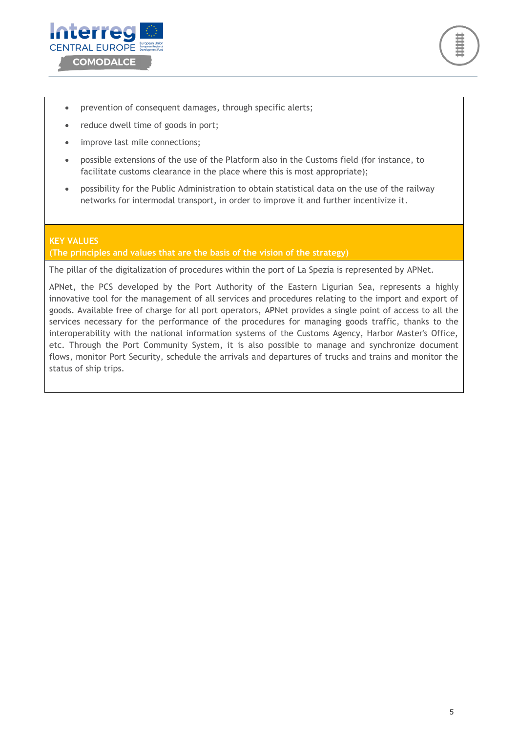- prevention of consequent damages, through specific alerts;
- reduce dwell time of goods in port;
- improve last mile connections;
- possible extensions of the use of the Platform also in the Customs field (for instance, to facilitate customs clearance in the place where this is most appropriate);
- possibility for the Public Administration to obtain statistical data on the use of the railway networks for intermodal transport, in order to improve it and further incentivize it.

**KEY VALUES**
**(The principles and values that are the basis of the vision of the strategy)**

The pillar of the digitalization of procedures within the port of La Spezia is represented by APNet.

APNet, the PCS developed by the Port Authority of the Eastern Ligurian Sea, represents a highly innovative tool for the management of all services and procedures relating to the import and export of goods. Available free of charge for all port operators, APNet provides a single point of access to all the services necessary for the performance of the procedures for managing goods traffic, thanks to the interoperability with the national information systems of the Customs Agency, Harbor Master's Office, etc. Through the Port Community System, it is also possible to manage and synchronize document flows, monitor Port Security, schedule the arrivals and departures of trucks and trains and monitor the status of ship trips.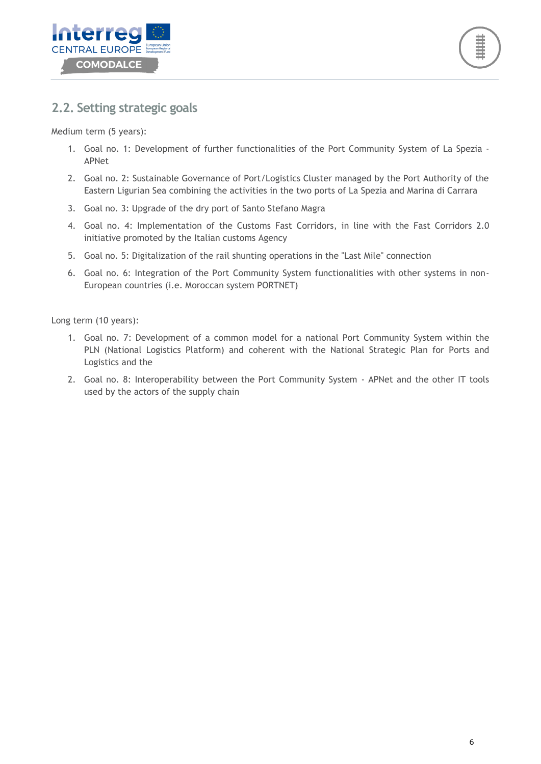## 2.2. Setting strategic goals

Medium term (5 years):

1. Goal no. 1: Development of further functionalities of the Port Community System of La Spezia - APNet
2. Goal no. 2: Sustainable Governance of Port/Logistics Cluster managed by the Port Authority of the Eastern Ligurian Sea combining the activities in the two ports of La Spezia and Marina di Carrara
3. Goal no. 3: Upgrade of the dry port of Santo Stefano Magra
4. Goal no. 4: Implementation of the Customs Fast Corridors, in line with the Fast Corridors 2.0 initiative promoted by the Italian customs Agency
5. Goal no. 5: Digitalization of the rail shunting operations in the "Last Mile" connection
6. Goal no. 6: Integration of the Port Community System functionalities with other systems in non-European countries (i.e. Moroccan system PORTNET)

Long term (10 years):

1. Goal no. 7: Development of a common model for a national Port Community System within the PLN (National Logistics Platform) and coherent with the National Strategic Plan for Ports and Logistics and the
2. Goal no. 8: Interoperability between the Port Community System - APNet and the other IT tools used by the actors of the supply chain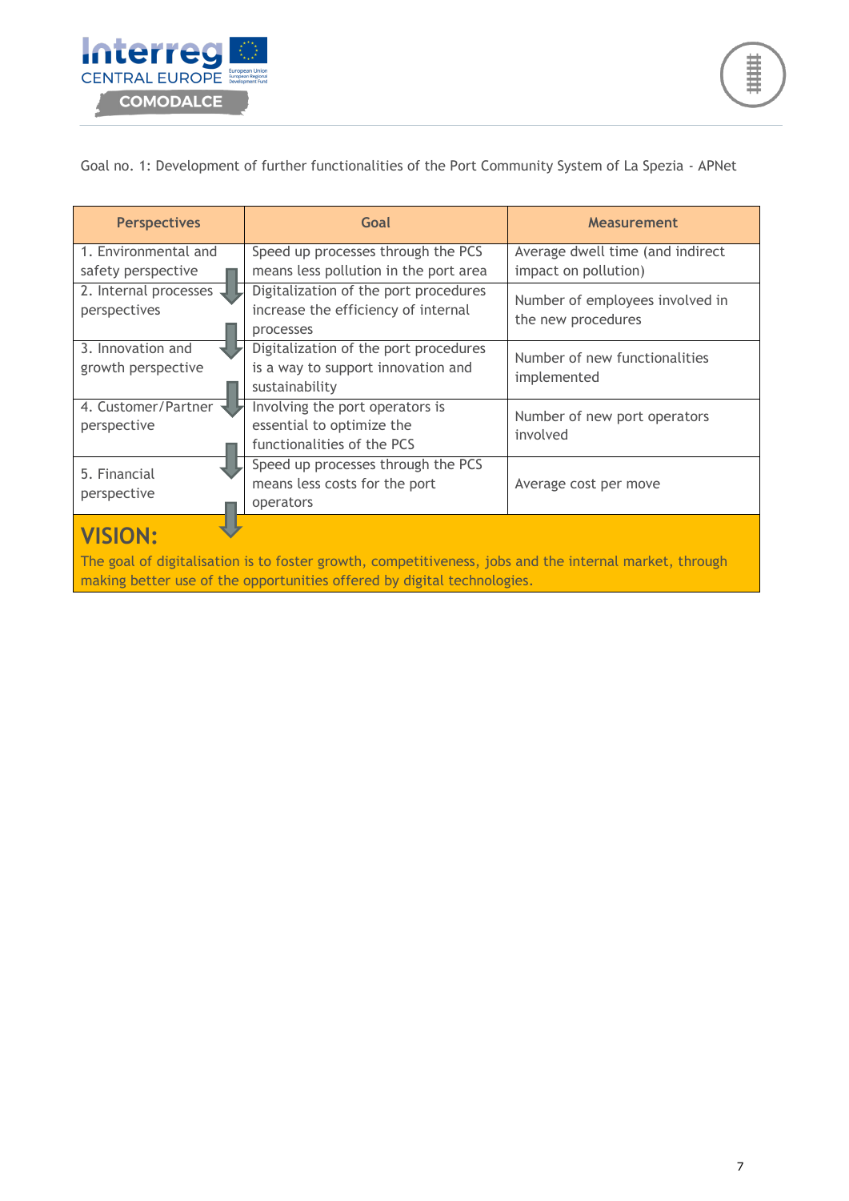Goal no. 1: Development of further functionalities of the Port Community System of La Spezia - APNet

| Perspectives | Goal | Measurement |
| --- | --- | --- |
| 1. Environmental and safety perspective | Speed up processes through the PCS means less pollution in the port area | Average dwell time (and indirect impact on pollution) |
| 2. Internal processes perspectives | Digitalization of the port procedures increase the efficiency of internal processes | Number of employees involved in the new procedures |
| 3. Innovation and growth perspective | Digitalization of the port procedures is a way to support innovation and sustainability | Number of new functionalities implemented |
| 4. Customer/Partner perspective | Involving the port operators is essential to optimize the functionalities of the PCS | Number of new port operators involved |
| 5. Financial perspective | Speed up processes through the PCS means less costs for the port operators | Average cost per move |

**VISION:**

The goal of digitalisation is to foster growth, competitiveness, jobs and the internal market, through making better use of the opportunities offered by digital technologies.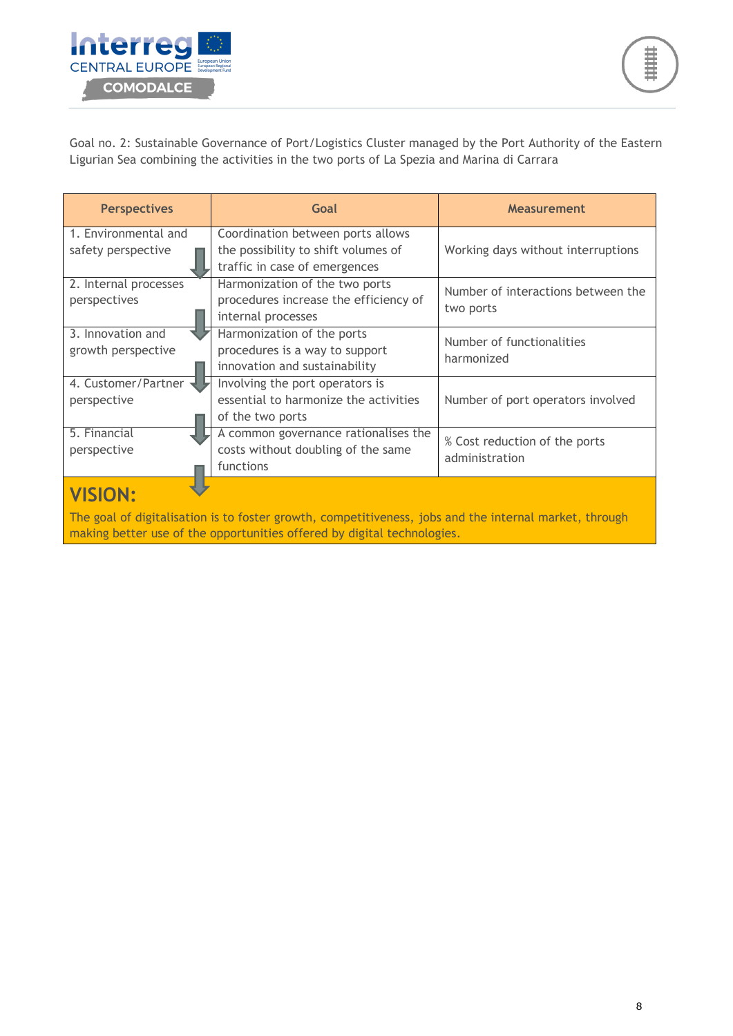Goal no. 2: Sustainable Governance of Port/Logistics Cluster managed by the Port Authority of the Eastern Ligurian Sea combining the activities in the two ports of La Spezia and Marina di Carrara

| Perspectives | Goal | Measurement |
|---|---|---|
| 1. Environmental and safety perspective | Coordination between ports allows the possibility to shift volumes of traffic in case of emergences | Working days without interruptions |
| 2. Internal processes perspectives | Harmonization of the two ports procedures increase the efficiency of internal processes | Number of interactions between the two ports |
| 3. Innovation and growth perspective | Harmonization of the ports procedures is a way to support innovation and sustainability | Number of functionalities harmonized |
| 4. Customer/Partner perspective | Involving the port operators is essential to harmonize the activities of the two ports | Number of port operators involved |
| 5. Financial perspective | A common governance rationalises the costs without doubling of the same functions | % Cost reduction of the ports administration |

**VISION:**

The goal of digitalisation is to foster growth, competitiveness, jobs and the internal market, through making better use of the opportunities offered by digital technologies.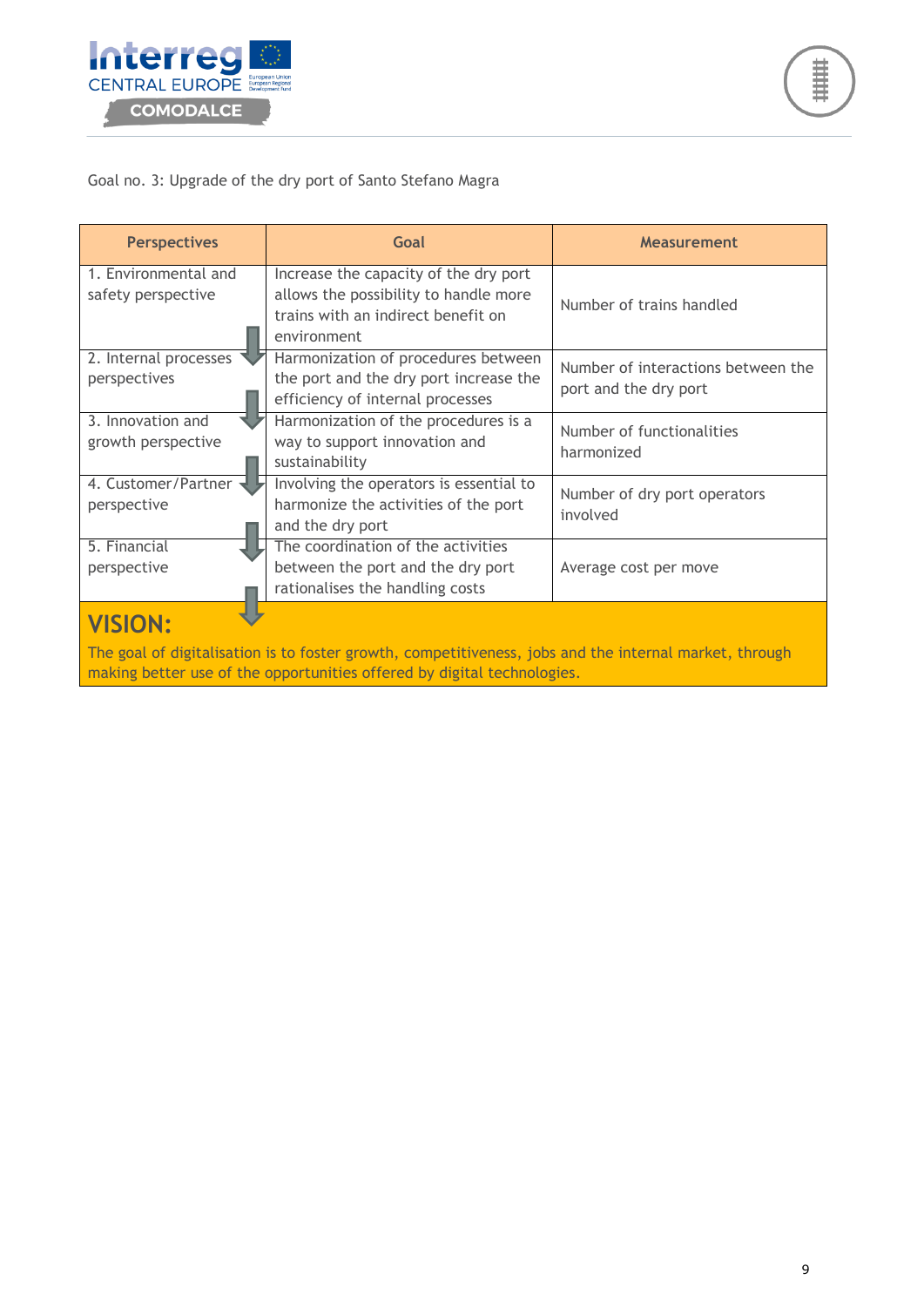Goal no. 3: Upgrade of the dry port of Santo Stefano Magra

| Perspectives | Goal | Measurement |
|---|---|---|
| 1. Environmental and safety perspective | Increase the capacity of the dry port allows the possibility to handle more trains with an indirect benefit on environment | Number of trains handled |
| 2. Internal processes perspectives | Harmonization of procedures between the port and the dry port increase the efficiency of internal processes | Number of interactions between the port and the dry port |
| 3. Innovation and growth perspective | Harmonization of the procedures is a way to support innovation and sustainability | Number of functionalities harmonized |
| 4. Customer/Partner perspective | Involving the operators is essential to harmonize the activities of the port and the dry port | Number of dry port operators involved |
| 5. Financial perspective | The coordination of the activities between the port and the dry port rationalises the handling costs | Average cost per move |

**VISION:**

The goal of digitalisation is to foster growth, competitiveness, jobs and the internal market, through making better use of the opportunities offered by digital technologies.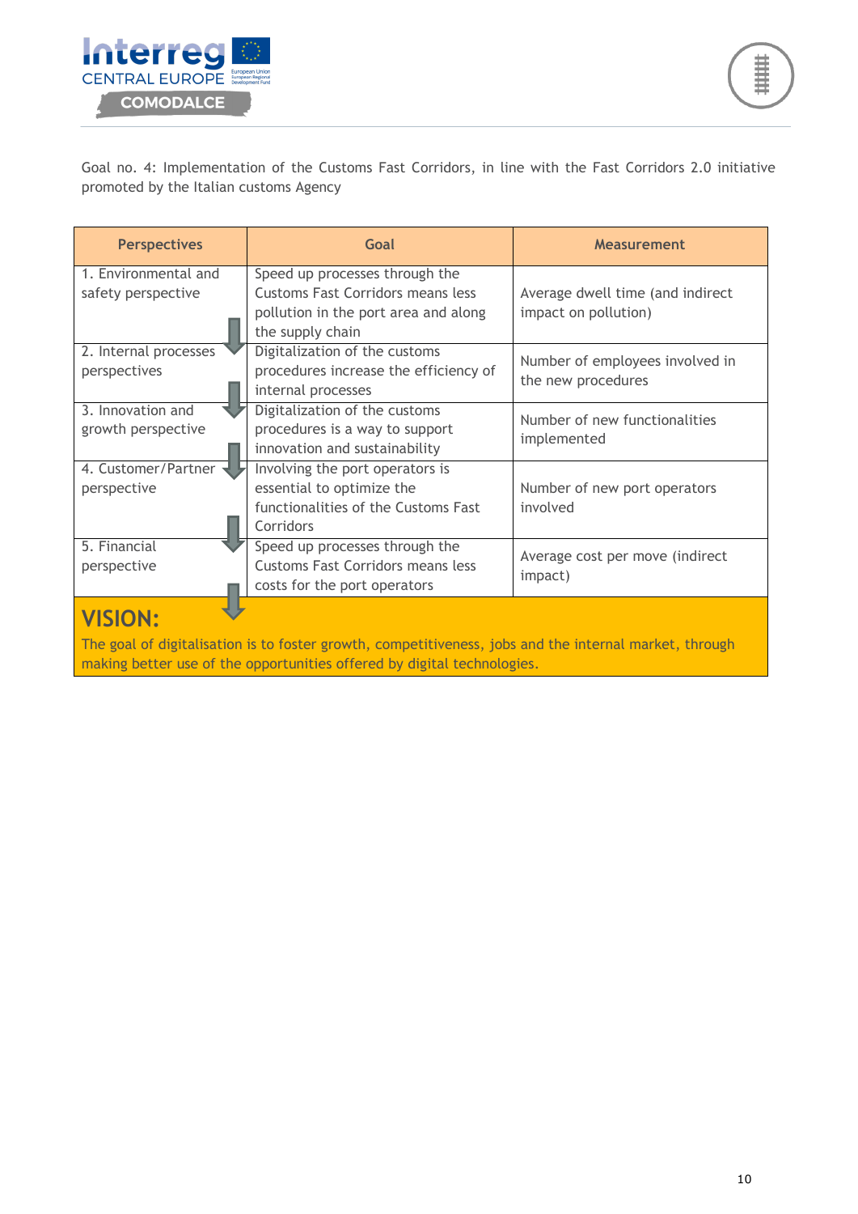Goal no. 4: Implementation of the Customs Fast Corridors, in line with the Fast Corridors 2.0 initiative promoted by the Italian customs Agency

| Perspectives | Goal | Measurement |
|---|---|---|
| 1. Environmental and safety perspective | Speed up processes through the Customs Fast Corridors means less pollution in the port area and along the supply chain | Average dwell time (and indirect impact on pollution) |
| 2. Internal processes perspectives | Digitalization of the customs procedures increase the efficiency of internal processes | Number of employees involved in the new procedures |
| 3. Innovation and growth perspective | Digitalization of the customs procedures is a way to support innovation and sustainability | Number of new functionalities implemented |
| 4. Customer/Partner perspective | Involving the port operators is essential to optimize the functionalities of the Customs Fast Corridors | Number of new port operators involved |
| 5. Financial perspective | Speed up processes through the Customs Fast Corridors means less costs for the port operators | Average cost per move (indirect impact) |

**VISION:**

The goal of digitalisation is to foster growth, competitiveness, jobs and the internal market, through making better use of the opportunities offered by digital technologies.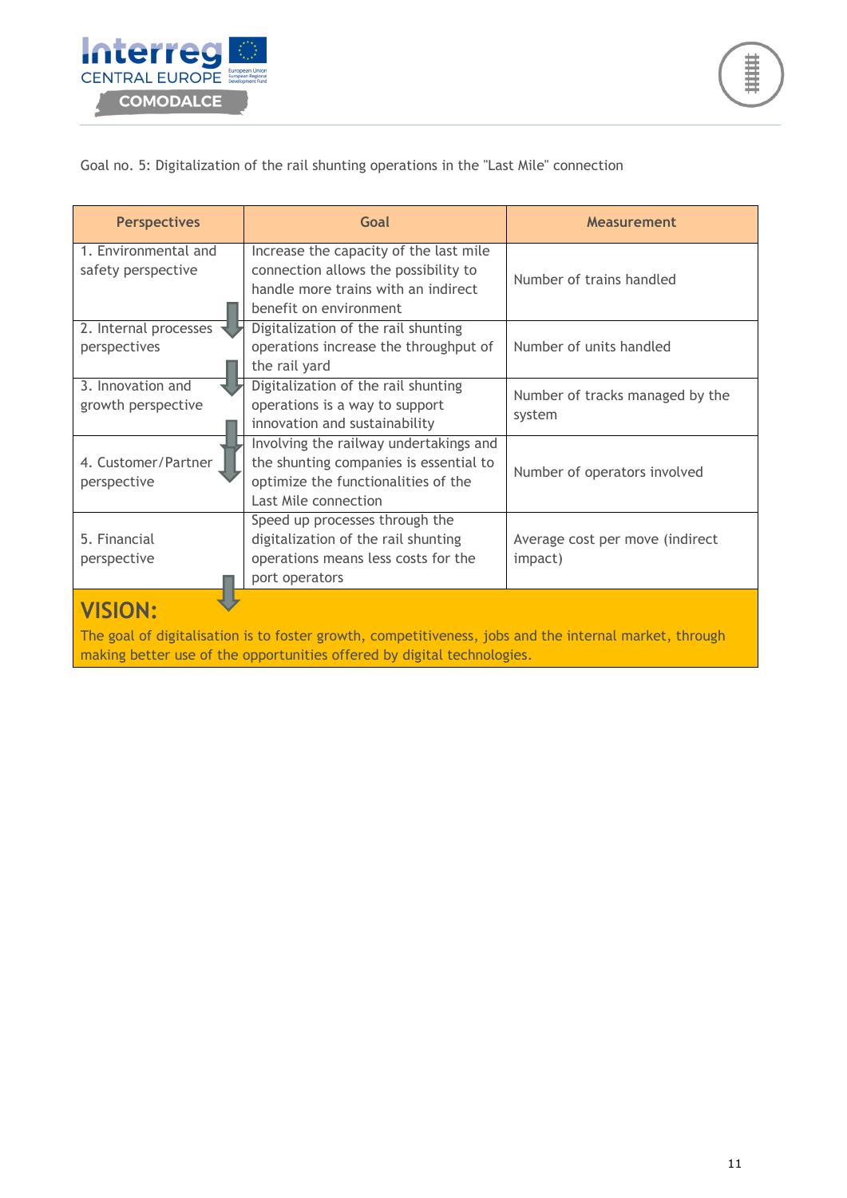Goal no. 5: Digitalization of the rail shunting operations in the "Last Mile" connection

| Perspectives | Goal | Measurement |
|---|---|---|
| 1. Environmental and safety perspective | Increase the capacity of the last mile connection allows the possibility to handle more trains with an indirect benefit on environment | Number of trains handled |
| 2. Internal processes perspectives | Digitalization of the rail shunting operations increase the throughput of the rail yard | Number of units handled |
| 3. Innovation and growth perspective | Digitalization of the rail shunting operations is a way to support innovation and sustainability | Number of tracks managed by the system |
| 4. Customer/Partner perspective | Involving the railway undertakings and the shunting companies is essential to optimize the functionalities of the Last Mile connection | Number of operators involved |
| 5. Financial perspective | Speed up processes through the digitalization of the rail shunting operations means less costs for the port operators | Average cost per move (indirect impact) |

**VISION:**

The goal of digitalisation is to foster growth, competitiveness, jobs and the internal market, through making better use of the opportunities offered by digital technologies.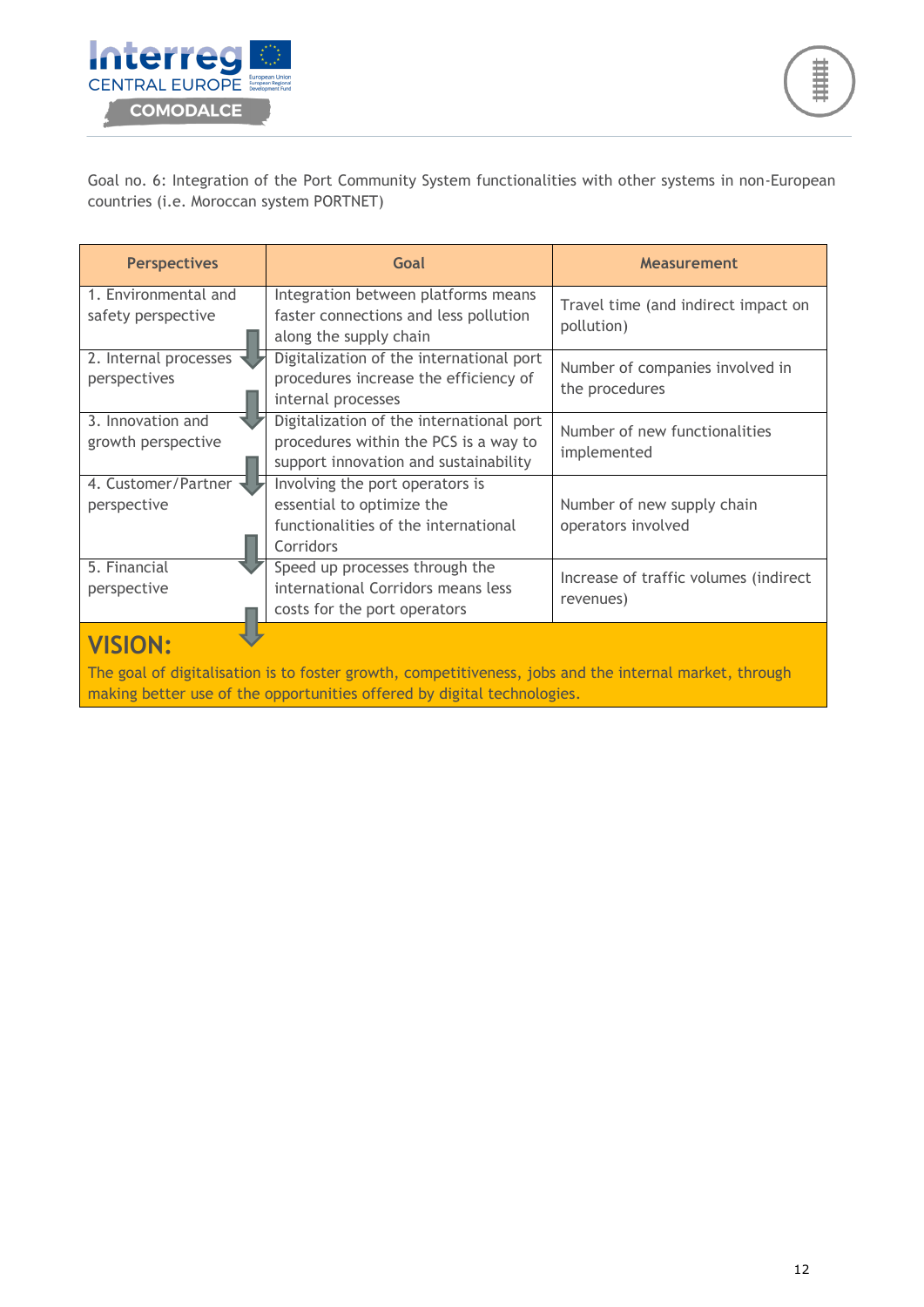Goal no. 6: Integration of the Port Community System functionalities with other systems in non-European countries (i.e. Moroccan system PORTNET)

| Perspectives | Goal | Measurement |
| --- | --- | --- |
| 1. Environmental and safety perspective | Integration between platforms means faster connections and less pollution along the supply chain | Travel time (and indirect impact on pollution) |
| 2. Internal processes perspectives | Digitalization of the international port procedures increase the efficiency of internal processes | Number of companies involved in the procedures |
| 3. Innovation and growth perspective | Digitalization of the international port procedures within the PCS is a way to support innovation and sustainability | Number of new functionalities implemented |
| 4. Customer/Partner perspective | Involving the port operators is essential to optimize the functionalities of the international Corridors | Number of new supply chain operators involved |
| 5. Financial perspective | Speed up processes through the international Corridors means less costs for the port operators | Increase of traffic volumes (indirect revenues) |

**VISION:**

The goal of digitalisation is to foster growth, competitiveness, jobs and the internal market, through making better use of the opportunities offered by digital technologies.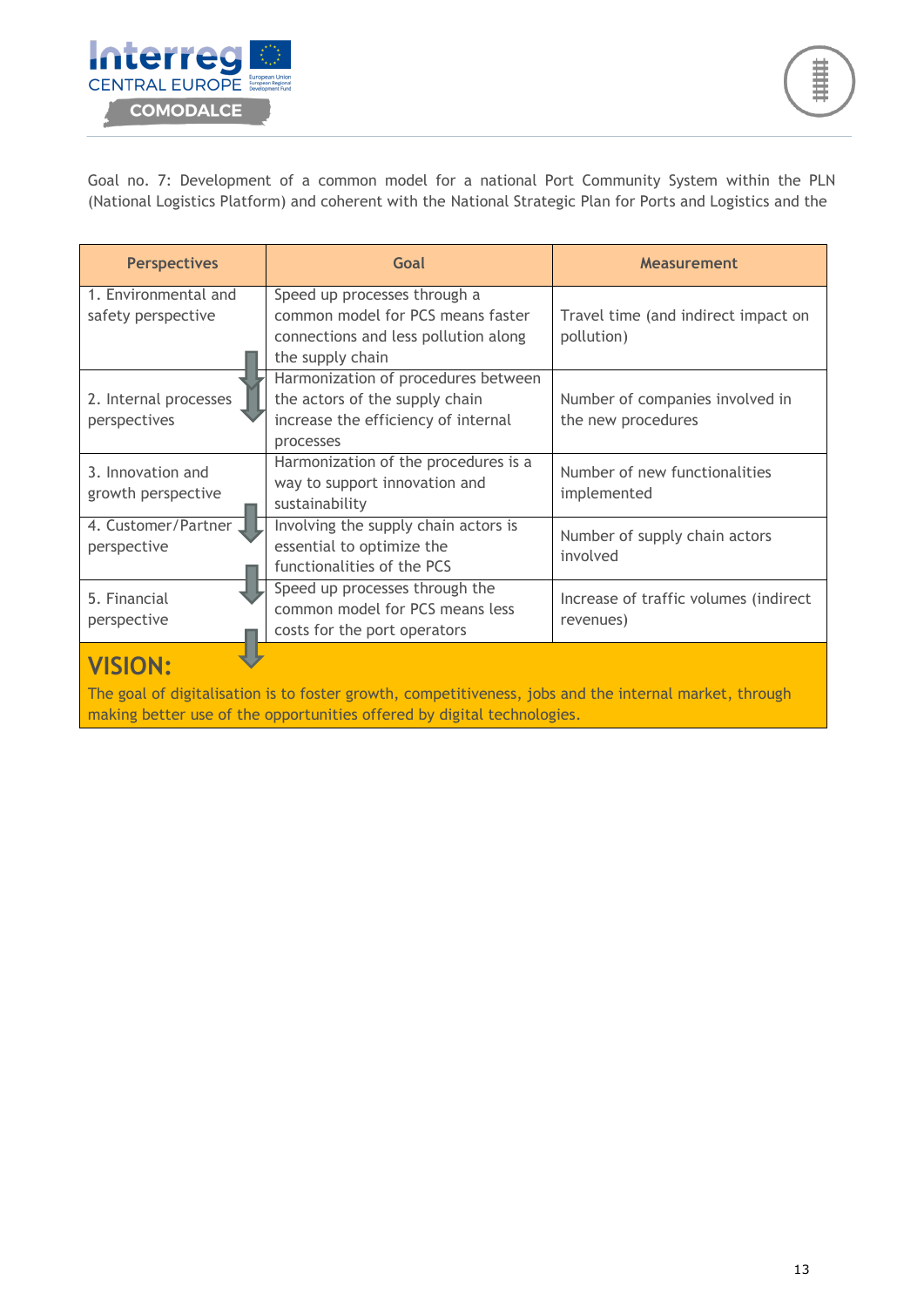Goal no. 7: Development of a common model for a national Port Community System within the PLN (National Logistics Platform) and coherent with the National Strategic Plan for Ports and Logistics and the

| Perspectives | Goal | Measurement |
|---|---|---|
| 1. Environmental and safety perspective | Speed up processes through a common model for PCS means faster connections and less pollution along the supply chain | Travel time (and indirect impact on pollution) |
| 2. Internal processes perspectives | Harmonization of procedures between the actors of the supply chain increase the efficiency of internal processes | Number of companies involved in the new procedures |
| 3. Innovation and growth perspective | Harmonization of the procedures is a way to support innovation and sustainability | Number of new functionalities implemented |
| 4. Customer/Partner perspective | Involving the supply chain actors is essential to optimize the functionalities of the PCS | Number of supply chain actors involved |
| 5. Financial perspective | Speed up processes through the common model for PCS means less costs for the port operators | Increase of traffic volumes (indirect revenues) |

**VISION:**

The goal of digitalisation is to foster growth, competitiveness, jobs and the internal market, through making better use of the opportunities offered by digital technologies.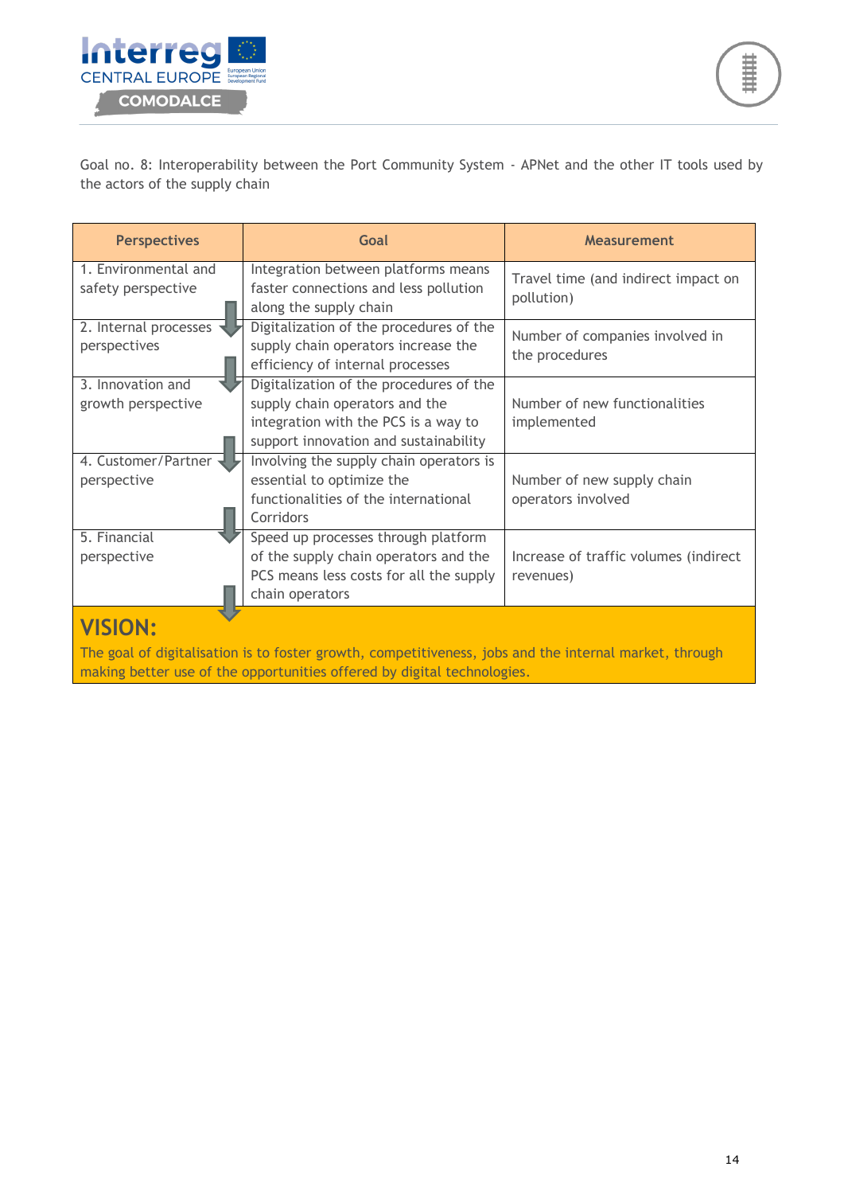Goal no. 8: Interoperability between the Port Community System - APNet and the other IT tools used by the actors of the supply chain

| Perspectives | Goal | Measurement |
| --- | --- | --- |
| 1. Environmental and safety perspective | Integration between platforms means faster connections and less pollution along the supply chain | Travel time (and indirect impact on pollution) |
| 2. Internal processes perspectives | Digitalization of the procedures of the supply chain operators increase the efficiency of internal processes | Number of companies involved in the procedures |
| 3. Innovation and growth perspective | Digitalization of the procedures of the supply chain operators and the integration with the PCS is a way to support innovation and sustainability | Number of new functionalities implemented |
| 4. Customer/Partner perspective | Involving the supply chain operators is essential to optimize the functionalities of the international Corridors | Number of new supply chain operators involved |
| 5. Financial perspective | Speed up processes through platform of the supply chain operators and the PCS means less costs for all the supply chain operators | Increase of traffic volumes (indirect revenues) |

**VISION:**

The goal of digitalisation is to foster growth, competitiveness, jobs and the internal market, through making better use of the opportunities offered by digital technologies.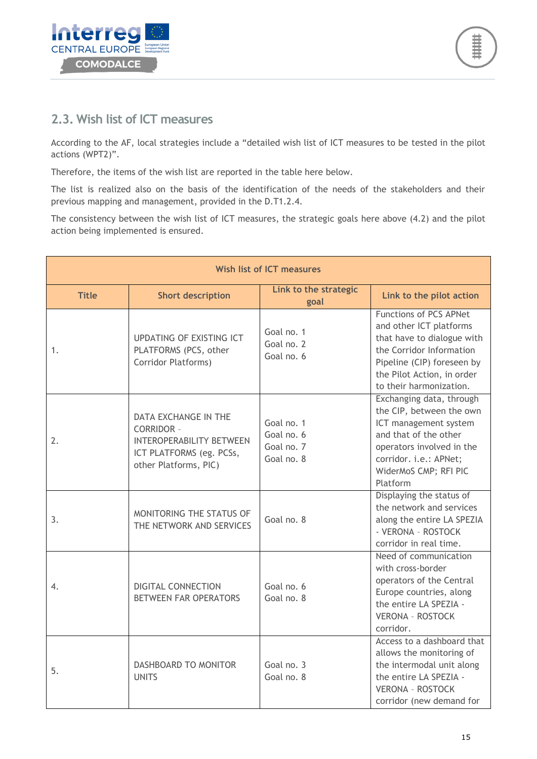## 2.3. Wish list of ICT measures

According to the AF, local strategies include a “detailed wish list of ICT measures to be tested in the pilot actions (WPT2)”.

Therefore, the items of the wish list are reported in the table here below.

The list is realized also on the basis of the identification of the needs of the stakeholders and their previous mapping and management, provided in the D.T1.2.4.

The consistency between the wish list of ICT measures, the strategic goals here above (4.2) and the pilot action being implemented is ensured.

| Wish list of ICT measures | | | | |
|---|---|---|---|---|
| **Title** | | **Short description** | **Link to the strategic goal** | **Link to the pilot action** |
| 1. | UPDATING OF EXISTING ICT PLATFORMS (PCS, other Corridor Platforms) | Goal no. 1<br>Goal no. 2<br>Goal no. 6 | Functions of PCS APNet and other ICT platforms that have to dialogue with the Corridor Information Pipeline (CIP) foreseen by the Pilot Action, in order to their harmonization. |
| 2. | DATA EXCHANGE IN THE CORRIDOR – INTEROPERABILITY BETWEEN ICT PLATFORMS (eg. PCSs, other Platforms, PIC) | Goal no. 1<br>Goal no. 6<br>Goal no. 7<br>Goal no. 8 | Exchanging data, through the CIP, between the own ICT management system and that of the other operators involved in the corridor. i.e.: APNet; WiderMoS CMP; RFI PIC Platform |
| 3. | MONITORING THE STATUS OF THE NETWORK AND SERVICES | Goal no. 8 | Displaying the status of the network and services along the entire LA SPEZIA - VERONA – ROSTOCK corridor in real time. |
| 4. | DIGITAL CONNECTION BETWEEN FAR OPERATORS | Goal no. 6<br>Goal no. 8 | Need of communication with cross-border operators of the Central Europe countries, along the entire LA SPEZIA - VERONA – ROSTOCK corridor. |
| 5. | DASHBOARD TO MONITOR UNITS | Goal no. 3<br>Goal no. 8 | Access to a dashboard that allows the monitoring of the intermodal unit along the entire LA SPEZIA - VERONA – ROSTOCK corridor (new demand for |

## 2.3. Wish list of ICT measures

According to the AF, local strategies include a “detailed wish list of ICT measures to be tested in the pilot actions (WPT2)”.

Therefore, the items of the wish list are reported in the table here below.

The list is realized also on the basis of the identification of the needs of the stakeholders and their previous mapping and management, provided in the D.T1.2.4.

The consistency between the wish list of ICT measures, the strategic goals here above (4.2) and the pilot action being implemented is ensured.

| Wish list of ICT measures | | | |
|---|---|---|---|
| **Title** | **Short description** | **Link to the strategic goal** | **Link to the pilot action** |
| 1. | UPDATING OF EXISTING ICT PLATFORMS (PCS, other Corridor Platforms) | Goal no. 1<br>Goal no. 2<br>Goal no. 6 | Functions of PCS APNet and other ICT platforms that have to dialogue with the Corridor Information Pipeline (CIP) foreseen by the Pilot Action, in order to their harmonization. |
| 2. | DATA EXCHANGE IN THE CORRIDOR – INTEROPERABILITY BETWEEN ICT PLATFORMS (eg. PCSs, other Platforms, PIC) | Goal no. 1<br>Goal no. 6<br>Goal no. 7<br>Goal no. 8 | Exchanging data, through the CIP, between the own ICT management system and that of the other operators involved in the corridor. i.e.: APNet; WiderMoS CMP; RFI PIC Platform |
| 3. | MONITORING THE STATUS OF THE NETWORK AND SERVICES | Goal no. 8 | Displaying the status of the network and services along the entire LA SPEZIA - VERONA – ROSTOCK corridor in real time. |
| 4. | DIGITAL CONNECTION BETWEEN FAR OPERATORS | Goal no. 6<br>Goal no. 8 | Need of communication with cross-border operators of the Central Europe countries, along the entire LA SPEZIA - VERONA – ROSTOCK corridor. |
| 5. | DASHBOARD TO MONITOR UNITS | Goal no. 3<br>Goal no. 8 | Access to a dashboard that allows the monitoring of the intermodal unit along the entire LA SPEZIA - VERONA – ROSTOCK corridor (new demand for |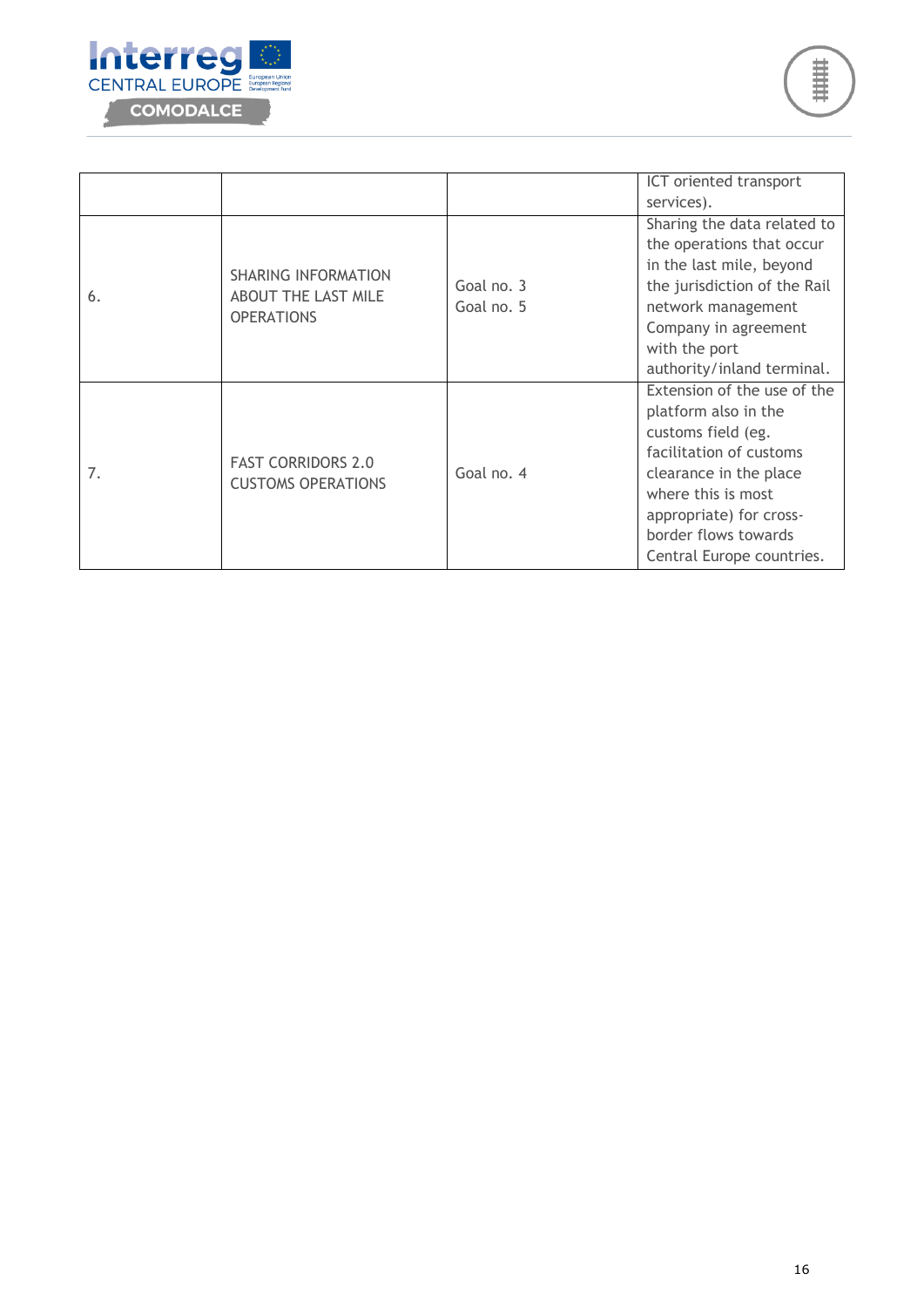| | | | |
|---|---|---|---|
| | | | ICT oriented transport services). |
| 6. | SHARING INFORMATION ABOUT THE LAST MILE OPERATIONS | Goal no. 3<br>Goal no. 5 | Sharing the data related to the operations that occur in the last mile, beyond the jurisdiction of the Rail network management Company in agreement with the port authority/inland terminal. |
| 7. | FAST CORRIDORS 2.0 CUSTOMS OPERATIONS | Goal no. 4 | Extension of the use of the platform also in the customs field (eg. facilitation of customs clearance in the place where this is most appropriate) for cross-border flows towards Central Europe countries. |